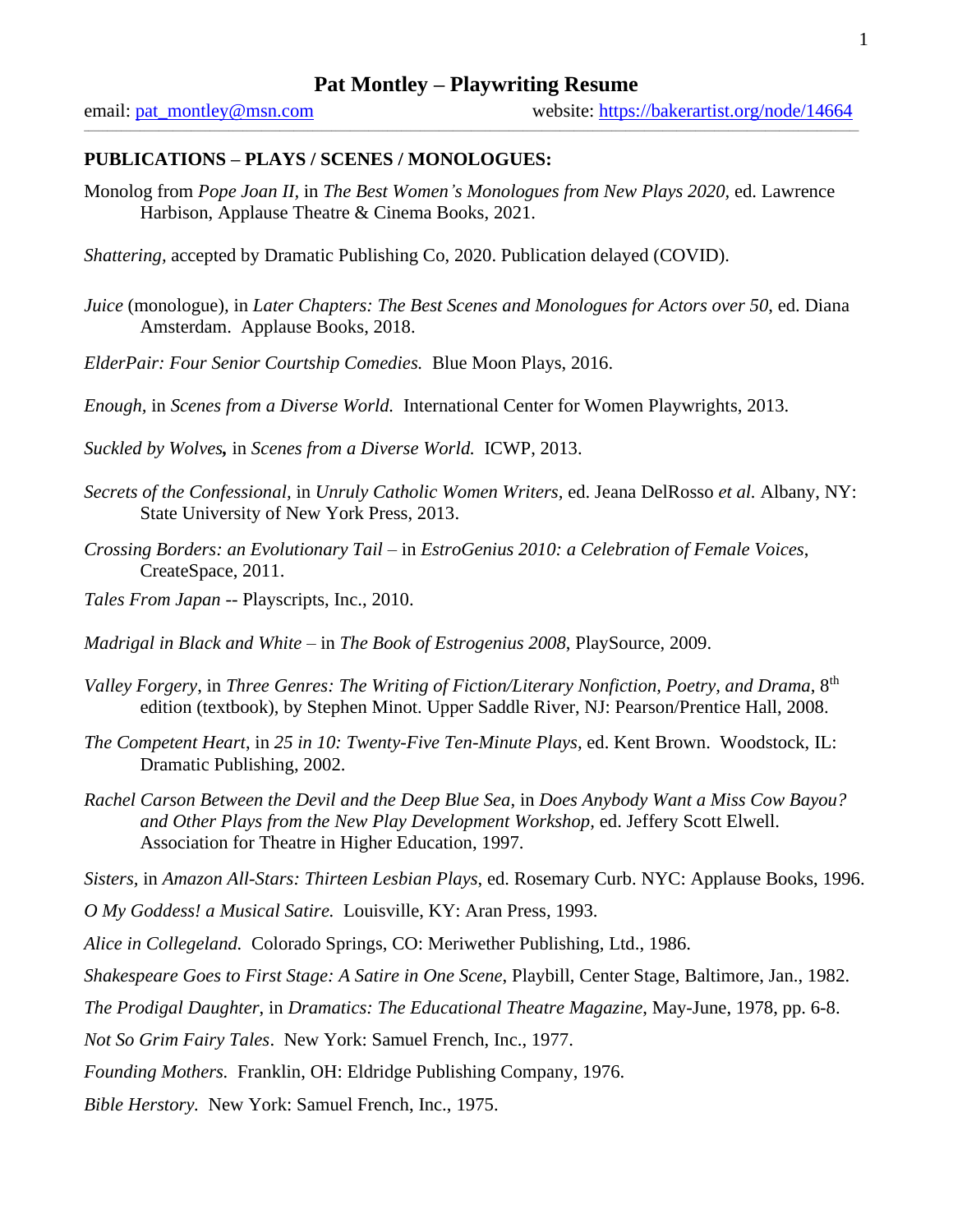# Pat Montley – Playwriting Resume

email: pat_montley@msn.com website: https://bakerartist.org/node/14664

---

**PUBLICATIONS – PLAYS / SCENES / MONOLOGUES:**

Monolog from *Pope Joan II*, in *The Best Women's Monologues from New Plays 2020*, ed. Lawrence Harbison, Applause Theatre & Cinema Books, 2021.

*Shattering*, accepted by Dramatic Publishing Co, 2020. Publication delayed (COVID).

*Juice* (monologue), in *Later Chapters: The Best Scenes and Monologues for Actors over 50*, ed. Diana Amsterdam. Applause Books, 2018.

*ElderPair: Four Senior Courtship Comedies.* Blue Moon Plays, 2016.

*Enough,* in *Scenes from a Diverse World.* International Center for Women Playwrights, 2013.

*Suckled by Wolves***,** in *Scenes from a Diverse World.* ICWP, 2013.

*Secrets of the Confessional,* in *Unruly Catholic Women Writers,* ed. Jeana DelRosso *et al.* Albany, NY: State University of New York Press, 2013.

*Crossing Borders: an Evolutionary Tail* – in *EstroGenius 2010: a Celebration of Female Voices*, CreateSpace, 2011.

*Tales From Japan* -- Playscripts, Inc., 2010.

*Madrigal in Black and White* – in *The Book of Estrogenius 2008*, PlaySource, 2009.

*Valley Forgery*, in *Three Genres: The Writing of Fiction/Literary Nonfiction, Poetry, and Drama*, 8th edition (textbook), by Stephen Minot. Upper Saddle River, NJ: Pearson/Prentice Hall, 2008.

*The Competent Heart*, in *25 in 10: Twenty-Five Ten-Minute Plays,* ed. Kent Brown. Woodstock, IL: Dramatic Publishing, 2002.

*Rachel Carson Between the Devil and the Deep Blue Sea*, in *Does Anybody Want a Miss Cow Bayou? and Other Plays from the New Play Development Workshop*, ed. Jeffery Scott Elwell. Association for Theatre in Higher Education, 1997.

*Sisters,* in *Amazon All-Stars: Thirteen Lesbian Plays*, ed. Rosemary Curb. NYC: Applause Books, 1996.

*O My Goddess! a Musical Satire.* Louisville, KY: Aran Press, 1993.

*Alice in Collegeland.* Colorado Springs, CO: Meriwether Publishing, Ltd., 1986.

*Shakespeare Goes to First Stage: A Satire in One Scene*, Playbill, Center Stage, Baltimore, Jan., 1982.

*The Prodigal Daughter*, in *Dramatics: The Educational Theatre Magazine*, May-June, 1978, pp. 6-8.

*Not So Grim Fairy Tales*. New York: Samuel French, Inc., 1977.

*Founding Mothers.* Franklin, OH: Eldridge Publishing Company, 1976.

*Bible Herstory.* New York: Samuel French, Inc., 1975.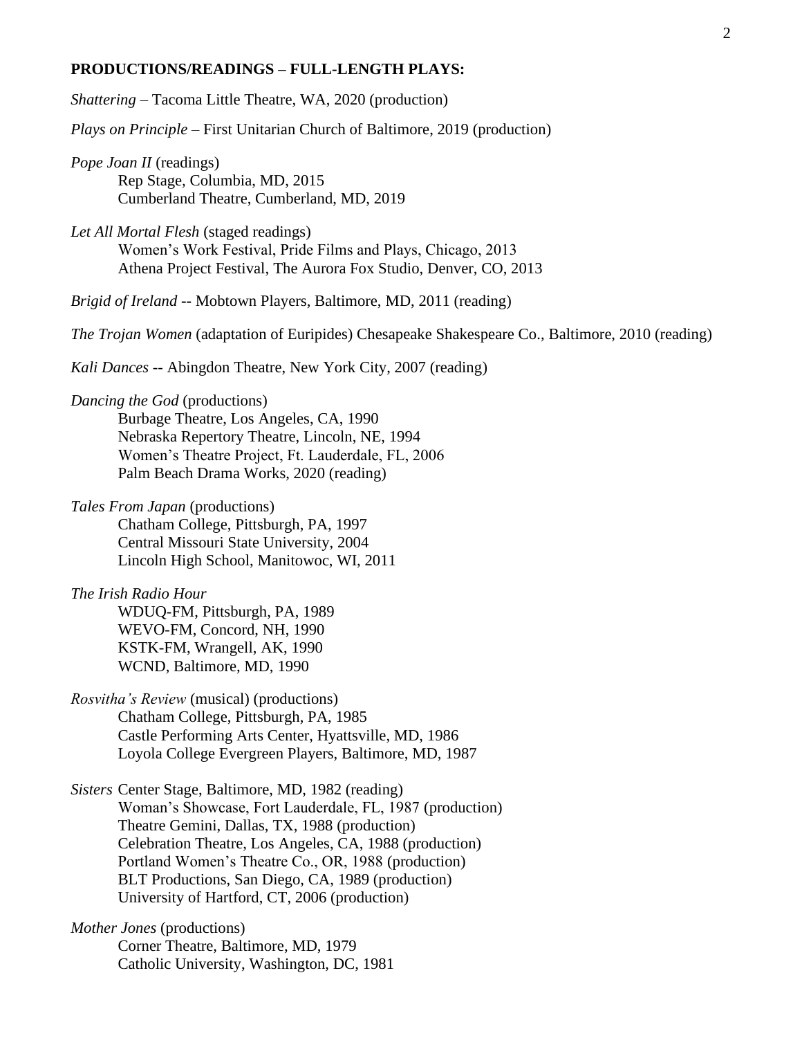**PRODUCTIONS/READINGS – FULL-LENGTH PLAYS:**

*Shattering* – Tacoma Little Theatre, WA, 2020 (production)

*Plays on Principle* – First Unitarian Church of Baltimore, 2019 (production)

*Pope Joan II* (readings)
- Rep Stage, Columbia, MD, 2015
- Cumberland Theatre, Cumberland, MD, 2019

*Let All Mortal Flesh* (staged readings)
- Women's Work Festival, Pride Films and Plays, Chicago, 2013
- Athena Project Festival, The Aurora Fox Studio, Denver, CO, 2013

*Brigid of Ireland* **--** Mobtown Players, Baltimore, MD, 2011 (reading)

*The Trojan Women* (adaptation of Euripides) Chesapeake Shakespeare Co., Baltimore, 2010 (reading)

*Kali Dances* -- Abingdon Theatre, New York City, 2007 (reading)

*Dancing the God* (productions)
- Burbage Theatre, Los Angeles, CA, 1990
- Nebraska Repertory Theatre, Lincoln, NE, 1994
- Women's Theatre Project, Ft. Lauderdale, FL, 2006
- Palm Beach Drama Works, 2020 (reading)

*Tales From Japan* (productions)
- Chatham College, Pittsburgh, PA, 1997
- Central Missouri State University, 2004
- Lincoln High School, Manitowoc, WI, 2011

*The Irish Radio Hour*
- WDUQ-FM, Pittsburgh, PA, 1989
- WEVO-FM, Concord, NH, 1990
- KSTK-FM, Wrangell, AK, 1990
- WCND, Baltimore, MD, 1990

*Rosvitha's Review* (musical) (productions)
- Chatham College, Pittsburgh, PA, 1985
- Castle Performing Arts Center, Hyattsville, MD, 1986
- Loyola College Evergreen Players, Baltimore, MD, 1987

*Sisters* Center Stage, Baltimore, MD, 1982 (reading)
- Woman's Showcase, Fort Lauderdale, FL, 1987 (production)
- Theatre Gemini, Dallas, TX, 1988 (production)
- Celebration Theatre, Los Angeles, CA, 1988 (production)
- Portland Women's Theatre Co., OR, 1988 (production)
- BLT Productions, San Diego, CA, 1989 (production)
- University of Hartford, CT, 2006 (production)

*Mother Jones* (productions)
- Corner Theatre, Baltimore, MD, 1979
- Catholic University, Washington, DC, 1981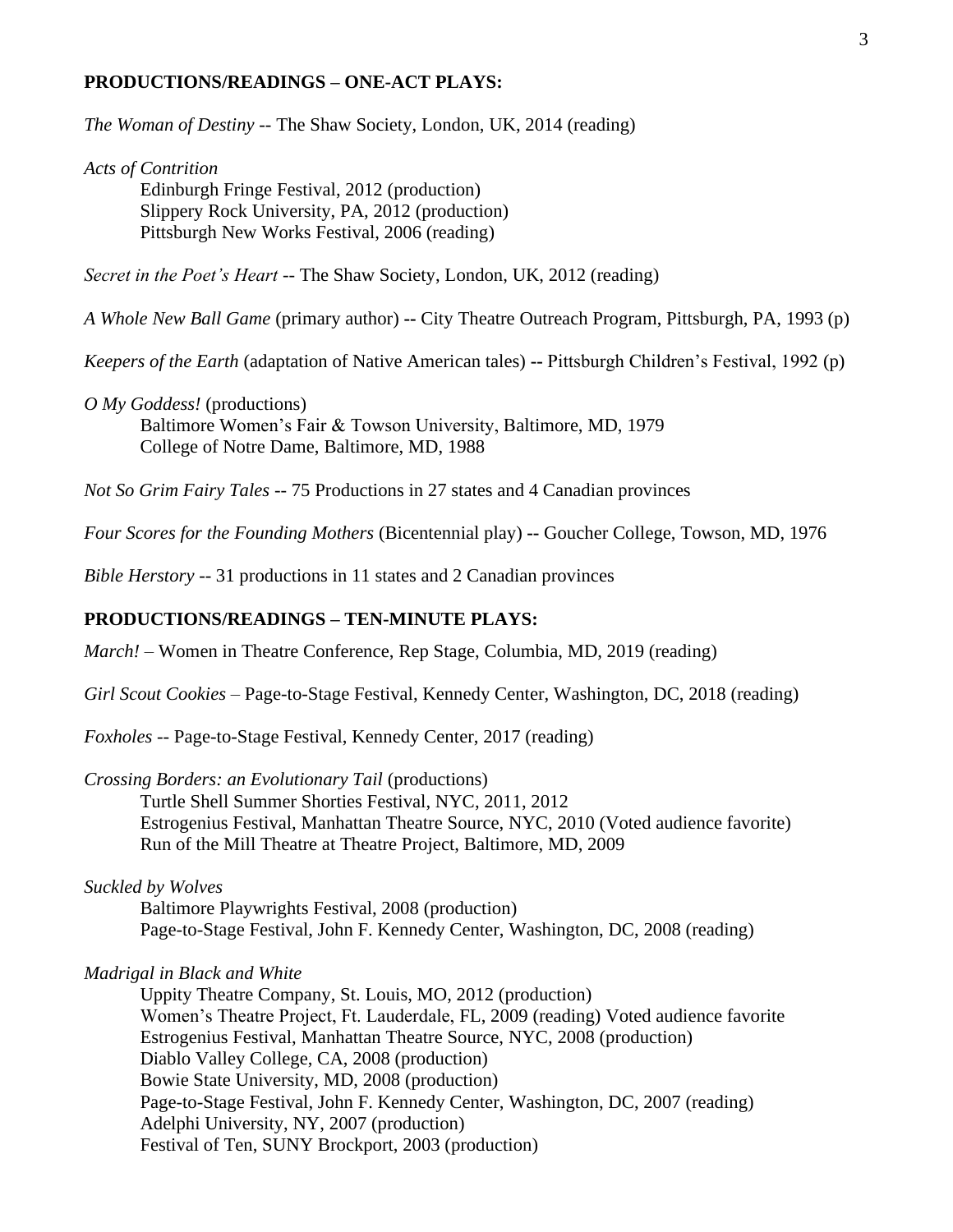**PRODUCTIONS/READINGS – ONE-ACT PLAYS:**

*The Woman of Destiny* -- The Shaw Society, London, UK, 2014 (reading)

*Acts of Contrition*
Edinburgh Fringe Festival, 2012 (production)
Slippery Rock University, PA, 2012 (production)
Pittsburgh New Works Festival, 2006 (reading)

*Secret in the Poet's Heart* -- The Shaw Society, London, UK, 2012 (reading)

*A Whole New Ball Game* (primary author) **--** City Theatre Outreach Program, Pittsburgh, PA, 1993 (p)

*Keepers of the Earth* (adaptation of Native American tales) **--** Pittsburgh Children's Festival, 1992 (p)

*O My Goddess!* (productions)
Baltimore Women's Fair & Towson University, Baltimore, MD, 1979
College of Notre Dame, Baltimore, MD, 1988

*Not So Grim Fairy Tales* -- 75 Productions in 27 states and 4 Canadian provinces

*Four Scores for the Founding Mothers* (Bicentennial play) **--** Goucher College, Towson, MD, 1976

*Bible Herstory* -- 31 productions in 11 states and 2 Canadian provinces

**PRODUCTIONS/READINGS – TEN-MINUTE PLAYS:**

*March!* – Women in Theatre Conference, Rep Stage, Columbia, MD, 2019 (reading)

*Girl Scout Cookies* – Page-to-Stage Festival, Kennedy Center, Washington, DC, 2018 (reading)

*Foxholes* -- Page-to-Stage Festival, Kennedy Center, 2017 (reading)

*Crossing Borders: an Evolutionary Tail* (productions)
Turtle Shell Summer Shorties Festival, NYC, 2011, 2012
Estrogenius Festival, Manhattan Theatre Source, NYC, 2010 (Voted audience favorite)
Run of the Mill Theatre at Theatre Project, Baltimore, MD, 2009

*Suckled by Wolves*
Baltimore Playwrights Festival, 2008 (production)
Page-to-Stage Festival, John F. Kennedy Center, Washington, DC, 2008 (reading)

*Madrigal in Black and White*
Uppity Theatre Company, St. Louis, MO, 2012 (production)
Women's Theatre Project, Ft. Lauderdale, FL, 2009 (reading) Voted audience favorite
Estrogenius Festival, Manhattan Theatre Source, NYC, 2008 (production)
Diablo Valley College, CA, 2008 (production)
Bowie State University, MD, 2008 (production)
Page-to-Stage Festival, John F. Kennedy Center, Washington, DC, 2007 (reading)
Adelphi University, NY, 2007 (production)
Festival of Ten, SUNY Brockport, 2003 (production)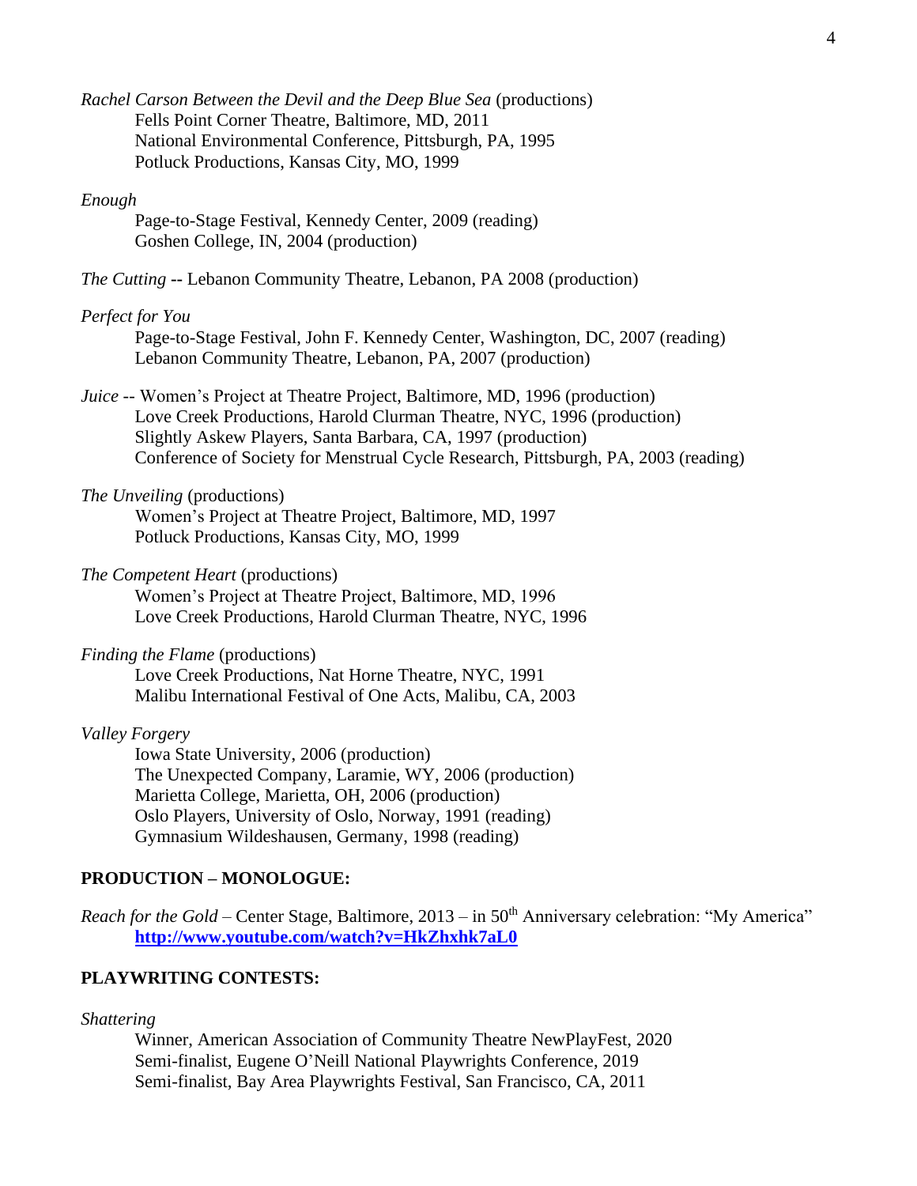*Rachel Carson Between the Devil and the Deep Blue Sea* (productions)
  Fells Point Corner Theatre, Baltimore, MD, 2011
  National Environmental Conference, Pittsburgh, PA, 1995
  Potluck Productions, Kansas City, MO, 1999

*Enough*
  Page-to-Stage Festival, Kennedy Center, 2009 (reading)
  Goshen College, IN, 2004 (production)

*The Cutting* **--** Lebanon Community Theatre, Lebanon, PA 2008 (production)

*Perfect for You*
  Page-to-Stage Festival, John F. Kennedy Center, Washington, DC, 2007 (reading)
  Lebanon Community Theatre, Lebanon, PA, 2007 (production)

*Juice* -- Women's Project at Theatre Project, Baltimore, MD, 1996 (production)
  Love Creek Productions, Harold Clurman Theatre, NYC, 1996 (production)
  Slightly Askew Players, Santa Barbara, CA, 1997 (production)
  Conference of Society for Menstrual Cycle Research, Pittsburgh, PA, 2003 (reading)

*The Unveiling* (productions)
  Women's Project at Theatre Project, Baltimore, MD, 1997
  Potluck Productions, Kansas City, MO, 1999

*The Competent Heart* (productions)
  Women's Project at Theatre Project, Baltimore, MD, 1996
  Love Creek Productions, Harold Clurman Theatre, NYC, 1996

*Finding the Flame* (productions)
  Love Creek Productions, Nat Horne Theatre, NYC, 1991
  Malibu International Festival of One Acts, Malibu, CA, 2003

*Valley Forgery*
  Iowa State University, 2006 (production)
  The Unexpected Company, Laramie, WY, 2006 (production)
  Marietta College, Marietta, OH, 2006 (production)
  Oslo Players, University of Oslo, Norway, 1991 (reading)
  Gymnasium Wildeshausen, Germany, 1998 (reading)

**PRODUCTION – MONOLOGUE:**

*Reach for the Gold* – Center Stage, Baltimore, 2013 – in 50th Anniversary celebration: "My America"
  **http://www.youtube.com/watch?v=HkZhxhk7aL0**

**PLAYWRITING CONTESTS:**

*Shattering*
  Winner, American Association of Community Theatre NewPlayFest, 2020
  Semi-finalist, Eugene O'Neill National Playwrights Conference, 2019
  Semi-finalist, Bay Area Playwrights Festival, San Francisco, CA, 2011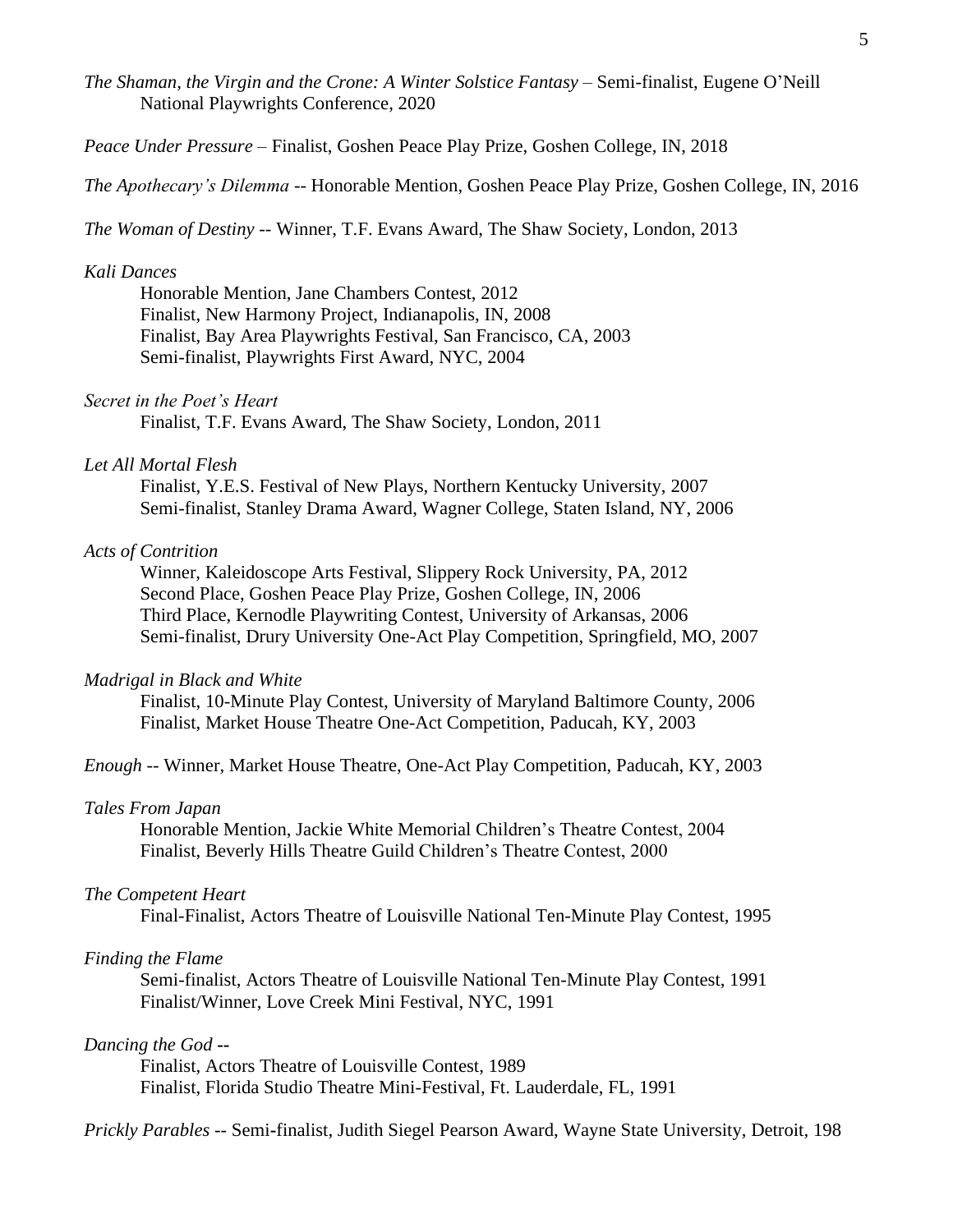*The Shaman, the Virgin and the Crone: A Winter Solstice Fantasy* – Semi-finalist, Eugene O'Neill National Playwrights Conference, 2020

*Peace Under Pressure* – Finalist, Goshen Peace Play Prize, Goshen College, IN, 2018

*The Apothecary's Dilemma* -- Honorable Mention, Goshen Peace Play Prize, Goshen College, IN, 2016

*The Woman of Destiny* -- Winner, T.F. Evans Award, The Shaw Society, London, 2013

*Kali Dances*

Honorable Mention, Jane Chambers Contest, 2012
Finalist, New Harmony Project, Indianapolis, IN, 2008
Finalist, Bay Area Playwrights Festival, San Francisco, CA, 2003
Semi-finalist, Playwrights First Award, NYC, 2004

*Secret in the Poet's Heart*

Finalist, T.F. Evans Award, The Shaw Society, London, 2011

*Let All Mortal Flesh*

Finalist, Y.E.S. Festival of New Plays, Northern Kentucky University, 2007
Semi-finalist, Stanley Drama Award, Wagner College, Staten Island, NY, 2006

*Acts of Contrition*

Winner, Kaleidoscope Arts Festival, Slippery Rock University, PA, 2012
Second Place, Goshen Peace Play Prize, Goshen College, IN, 2006
Third Place, Kernodle Playwriting Contest, University of Arkansas, 2006
Semi-finalist, Drury University One-Act Play Competition, Springfield, MO, 2007

*Madrigal in Black and White*

Finalist, 10-Minute Play Contest, University of Maryland Baltimore County, 2006
Finalist, Market House Theatre One-Act Competition, Paducah, KY, 2003

*Enough* -- Winner, Market House Theatre, One-Act Play Competition, Paducah, KY, 2003

*Tales From Japan*

Honorable Mention, Jackie White Memorial Children's Theatre Contest, 2004
Finalist, Beverly Hills Theatre Guild Children's Theatre Contest, 2000

*The Competent Heart*

Final-Finalist, Actors Theatre of Louisville National Ten-Minute Play Contest, 1995

*Finding the Flame*

Semi-finalist, Actors Theatre of Louisville National Ten-Minute Play Contest, 1991
Finalist/Winner, Love Creek Mini Festival, NYC, 1991

*Dancing the God* --

Finalist, Actors Theatre of Louisville Contest, 1989
Finalist, Florida Studio Theatre Mini-Festival, Ft. Lauderdale, FL, 1991

*Prickly Parables* -- Semi-finalist, Judith Siegel Pearson Award, Wayne State University, Detroit, 198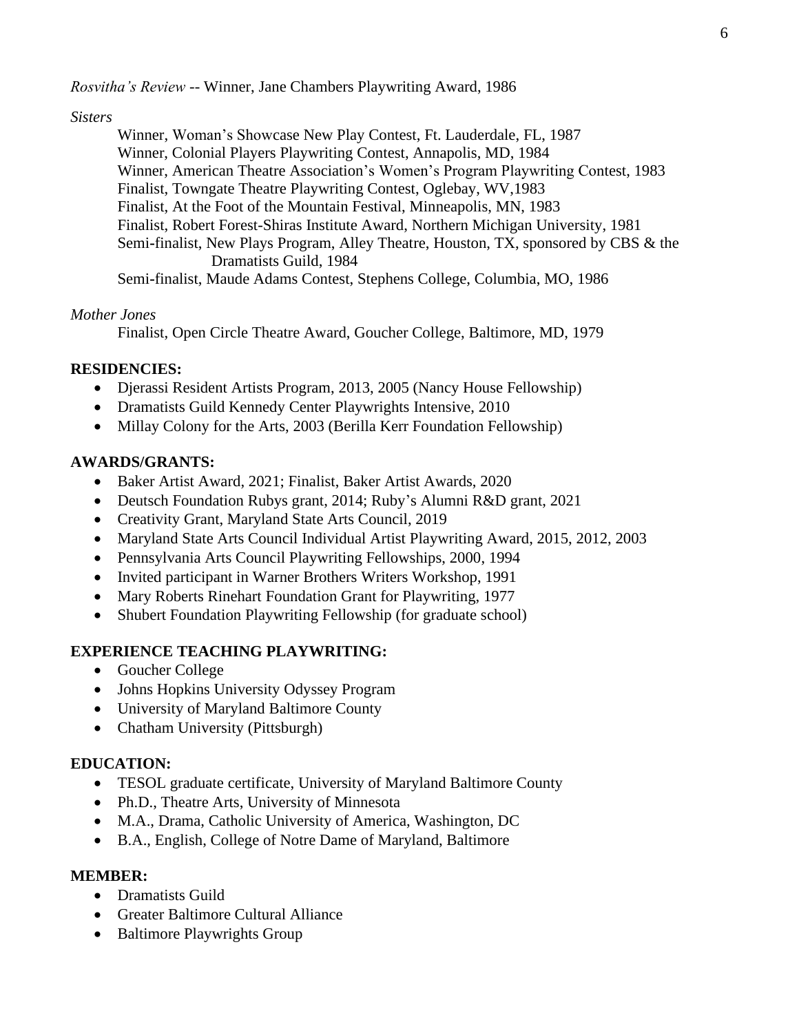*Rosvitha's Review* -- Winner, Jane Chambers Playwriting Award, 1986

*Sisters*

Winner, Woman's Showcase New Play Contest, Ft. Lauderdale, FL, 1987
Winner, Colonial Players Playwriting Contest, Annapolis, MD, 1984
Winner, American Theatre Association's Women's Program Playwriting Contest, 1983
Finalist, Towngate Theatre Playwriting Contest, Oglebay, WV,1983
Finalist, At the Foot of the Mountain Festival, Minneapolis, MN, 1983
Finalist, Robert Forest-Shiras Institute Award, Northern Michigan University, 1981
Semi-finalist, New Plays Program, Alley Theatre, Houston, TX, sponsored by CBS & the Dramatists Guild, 1984
Semi-finalist, Maude Adams Contest, Stephens College, Columbia, MO, 1986

*Mother Jones*

Finalist, Open Circle Theatre Award, Goucher College, Baltimore, MD, 1979

**RESIDENCIES:**

- Djerassi Resident Artists Program, 2013, 2005 (Nancy House Fellowship)
- Dramatists Guild Kennedy Center Playwrights Intensive, 2010
- Millay Colony for the Arts, 2003 (Berilla Kerr Foundation Fellowship)

**AWARDS/GRANTS:**

- Baker Artist Award, 2021; Finalist, Baker Artist Awards, 2020
- Deutsch Foundation Rubys grant, 2014; Ruby's Alumni R&D grant, 2021
- Creativity Grant, Maryland State Arts Council, 2019
- Maryland State Arts Council Individual Artist Playwriting Award, 2015, 2012, 2003
- Pennsylvania Arts Council Playwriting Fellowships, 2000, 1994
- Invited participant in Warner Brothers Writers Workshop, 1991
- Mary Roberts Rinehart Foundation Grant for Playwriting, 1977
- Shubert Foundation Playwriting Fellowship (for graduate school)

**EXPERIENCE TEACHING PLAYWRITING:**

- Goucher College
- Johns Hopkins University Odyssey Program
- University of Maryland Baltimore County
- Chatham University (Pittsburgh)

**EDUCATION:**

- TESOL graduate certificate, University of Maryland Baltimore County
- Ph.D., Theatre Arts, University of Minnesota
- M.A., Drama, Catholic University of America, Washington, DC
- B.A., English, College of Notre Dame of Maryland, Baltimore

**MEMBER:**

- Dramatists Guild
- Greater Baltimore Cultural Alliance
- Baltimore Playwrights Group